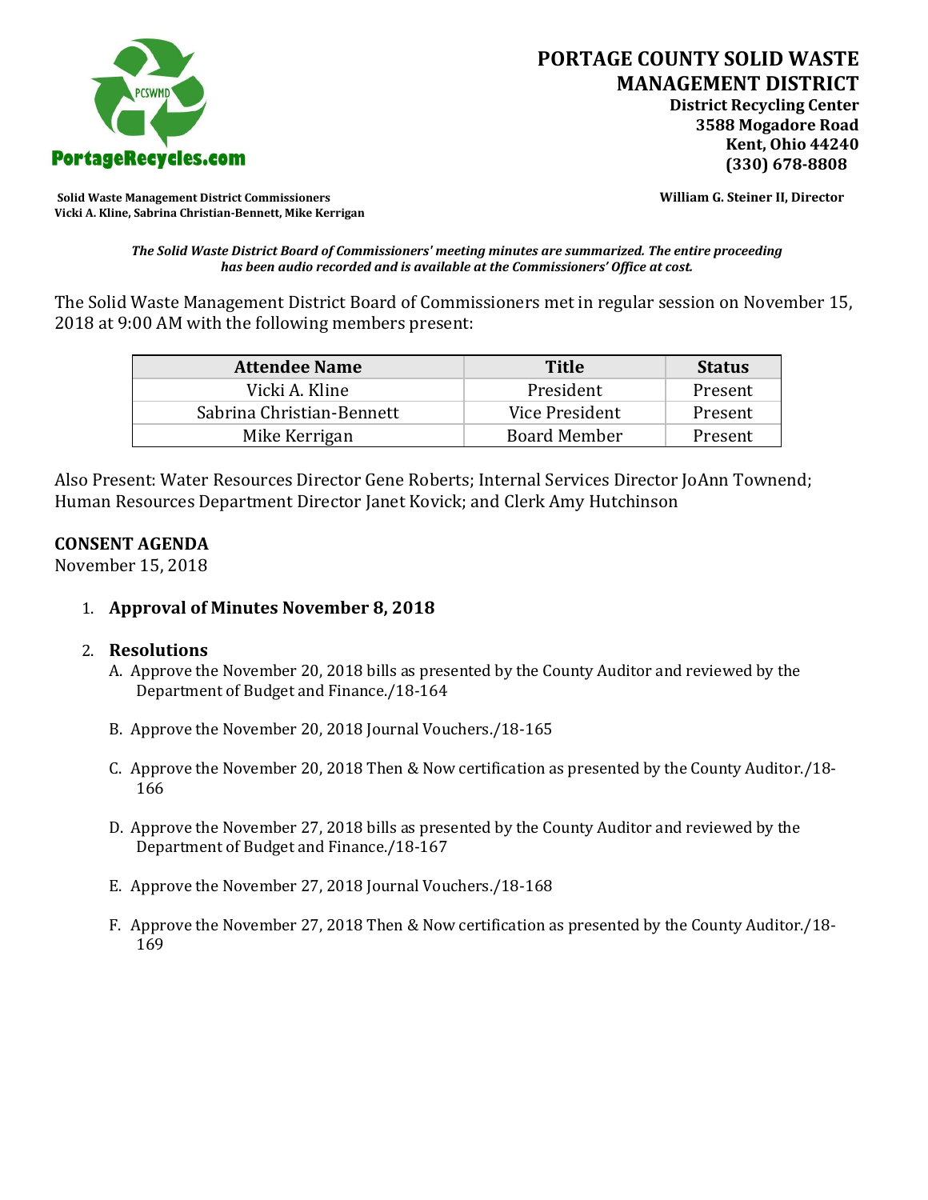PortageRecycles.com

# PORTAGE COUNTY SOLID WASTE MANAGEMENT DISTRICT

**District Recycling Center**
**3588 Mogadore Road**
**Kent, Ohio 44240**
**(330) 678-8808**

**Solid Waste Management District Commissioners**
**Vicki A. Kline, Sabrina Christian-Bennett, Mike Kerrigan**

**William G. Steiner II, Director**

***The Solid Waste District Board of Commissioners' meeting minutes are summarized. The entire proceeding has been audio recorded and is available at the Commissioners' Office at cost.***

The Solid Waste Management District Board of Commissioners met in regular session on November 15, 2018 at 9:00 AM with the following members present:

| Attendee Name | Title | Status |
|---|---|---|
| Vicki A. Kline | President | Present |
| Sabrina Christian-Bennett | Vice President | Present |
| Mike Kerrigan | Board Member | Present |

Also Present: Water Resources Director Gene Roberts; Internal Services Director JoAnn Townend; Human Resources Department Director Janet Kovick; and Clerk Amy Hutchinson

## CONSENT AGENDA

November 15, 2018

1. **Approval of Minutes November 8, 2018**

2. **Resolutions**
   - A. Approve the November 20, 2018 bills as presented by the County Auditor and reviewed by the Department of Budget and Finance./18-164
   - B. Approve the November 20, 2018 Journal Vouchers./18-165
   - C. Approve the November 20, 2018 Then & Now certification as presented by the County Auditor./18-166
   - D. Approve the November 27, 2018 bills as presented by the County Auditor and reviewed by the Department of Budget and Finance./18-167
   - E. Approve the November 27, 2018 Journal Vouchers./18-168
   - F. Approve the November 27, 2018 Then & Now certification as presented by the County Auditor./18-169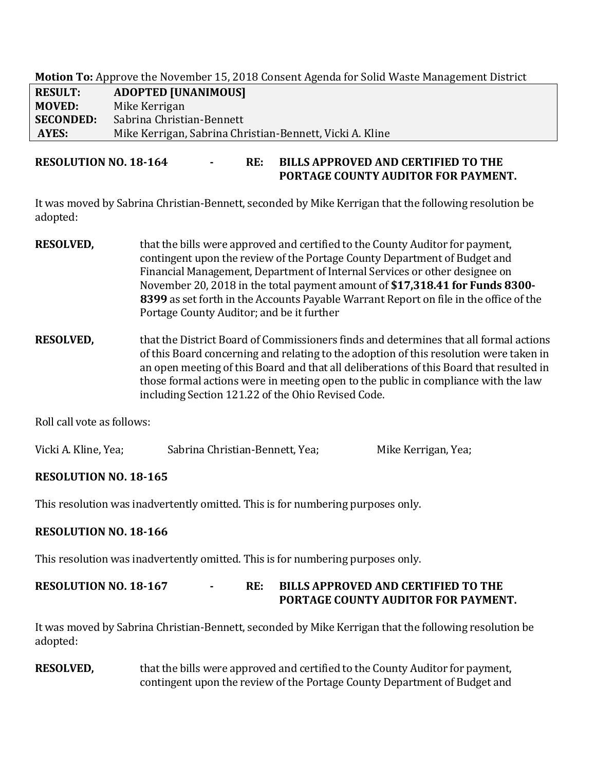**Motion To:** Approve the November 15, 2018 Consent Agenda for Solid Waste Management District

| | |
|---|---|
| **RESULT:** | **ADOPTED [UNANIMOUS]** |
| **MOVED:** | Mike Kerrigan |
| **SECONDED:** | Sabrina Christian-Bennett |
| **AYES:** | Mike Kerrigan, Sabrina Christian-Bennett, Vicki A. Kline |

**RESOLUTION NO. 18-164 - RE: BILLS APPROVED AND CERTIFIED TO THE PORTAGE COUNTY AUDITOR FOR PAYMENT.**

It was moved by Sabrina Christian-Bennett, seconded by Mike Kerrigan that the following resolution be adopted:

**RESOLVED,** that the bills were approved and certified to the County Auditor for payment, contingent upon the review of the Portage County Department of Budget and Financial Management, Department of Internal Services or other designee on November 20, 2018 in the total payment amount of **$17,318.41 for Funds 8300-8399** as set forth in the Accounts Payable Warrant Report on file in the office of the Portage County Auditor; and be it further

**RESOLVED,** that the District Board of Commissioners finds and determines that all formal actions of this Board concerning and relating to the adoption of this resolution were taken in an open meeting of this Board and that all deliberations of this Board that resulted in those formal actions were in meeting open to the public in compliance with the law including Section 121.22 of the Ohio Revised Code.

Roll call vote as follows:

Vicki A. Kline, Yea; Sabrina Christian-Bennett, Yea; Mike Kerrigan, Yea;

**RESOLUTION NO. 18-165**

This resolution was inadvertently omitted. This is for numbering purposes only.

**RESOLUTION NO. 18-166**

This resolution was inadvertently omitted. This is for numbering purposes only.

**RESOLUTION NO. 18-167 - RE: BILLS APPROVED AND CERTIFIED TO THE PORTAGE COUNTY AUDITOR FOR PAYMENT.**

It was moved by Sabrina Christian-Bennett, seconded by Mike Kerrigan that the following resolution be adopted:

**RESOLVED,** that the bills were approved and certified to the County Auditor for payment, contingent upon the review of the Portage County Department of Budget and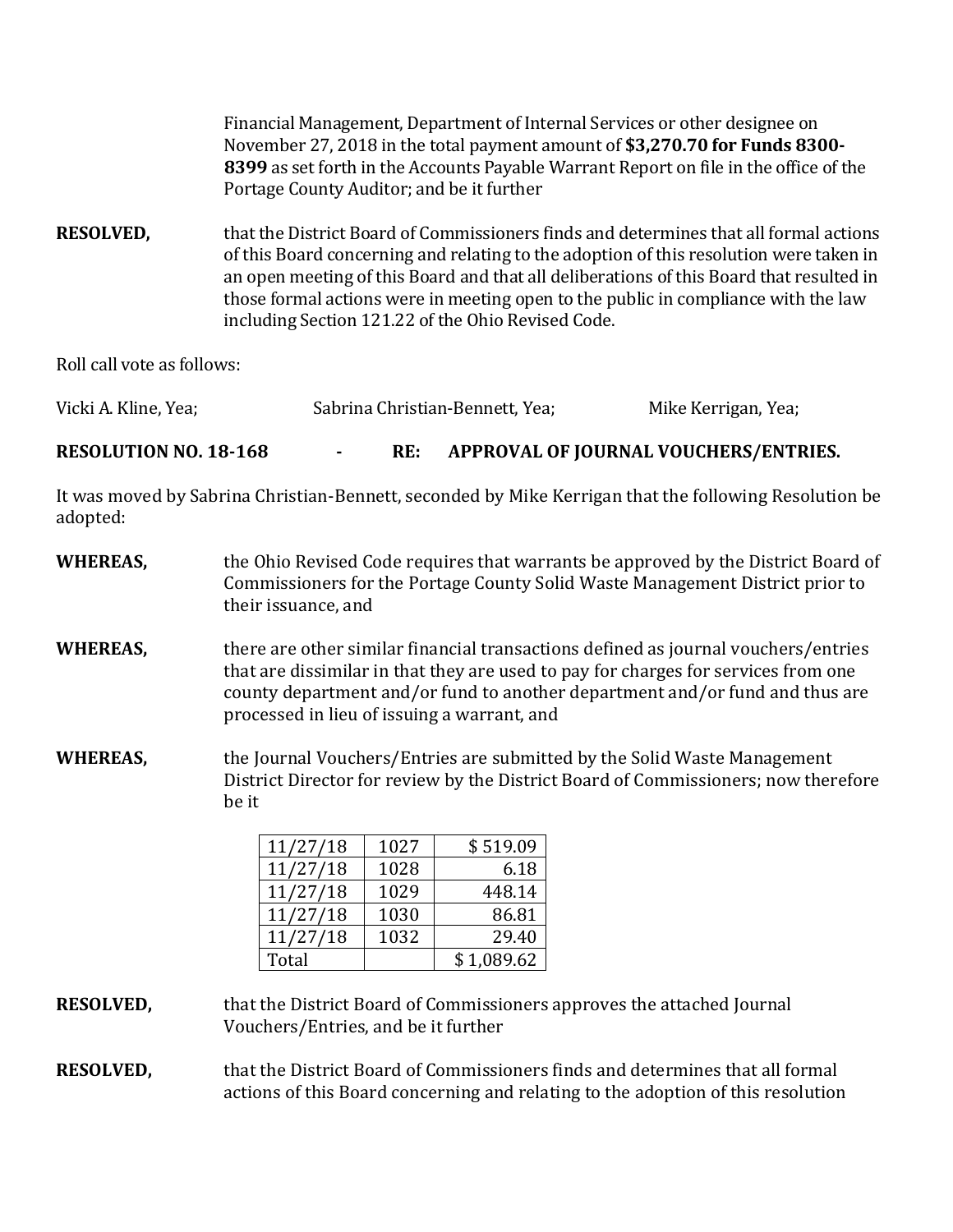Financial Management, Department of Internal Services or other designee on November 27, 2018 in the total payment amount of **$3,270.70 for Funds 8300-8399** as set forth in the Accounts Payable Warrant Report on file in the office of the Portage County Auditor; and be it further

**RESOLVED,** that the District Board of Commissioners finds and determines that all formal actions of this Board concerning and relating to the adoption of this resolution were taken in an open meeting of this Board and that all deliberations of this Board that resulted in those formal actions were in meeting open to the public in compliance with the law including Section 121.22 of the Ohio Revised Code.

Roll call vote as follows:

Vicki A. Kline, Yea; Sabrina Christian-Bennett, Yea; Mike Kerrigan, Yea;

**RESOLUTION NO. 18-168 - RE: APPROVAL OF JOURNAL VOUCHERS/ENTRIES.**

It was moved by Sabrina Christian-Bennett, seconded by Mike Kerrigan that the following Resolution be adopted:

**WHEREAS,** the Ohio Revised Code requires that warrants be approved by the District Board of Commissioners for the Portage County Solid Waste Management District prior to their issuance, and

**WHEREAS,** there are other similar financial transactions defined as journal vouchers/entries that are dissimilar in that they are used to pay for charges for services from one county department and/or fund to another department and/or fund and thus are processed in lieu of issuing a warrant, and

**WHEREAS,** the Journal Vouchers/Entries are submitted by the Solid Waste Management District Director for review by the District Board of Commissioners; now therefore be it

| | | |
|---|---|---|
| 11/27/18 | 1027 | $ 519.09 |
| 11/27/18 | 1028 | 6.18 |
| 11/27/18 | 1029 | 448.14 |
| 11/27/18 | 1030 | 86.81 |
| 11/27/18 | 1032 | 29.40 |
| Total | | $ 1,089.62 |

**RESOLVED,** that the District Board of Commissioners approves the attached Journal Vouchers/Entries, and be it further

**RESOLVED,** that the District Board of Commissioners finds and determines that all formal actions of this Board concerning and relating to the adoption of this resolution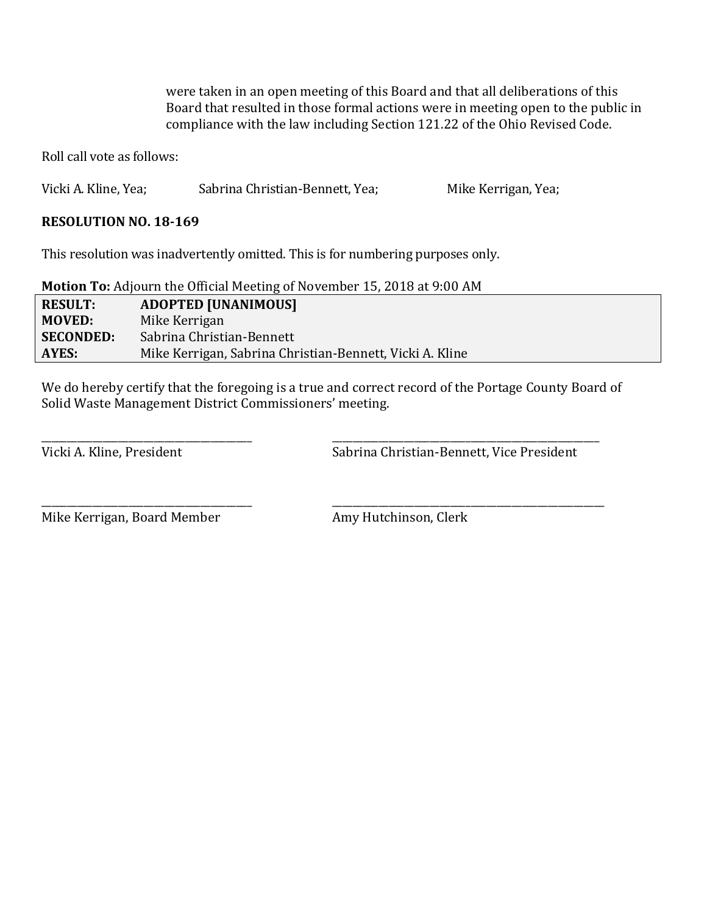were taken in an open meeting of this Board and that all deliberations of this Board that resulted in those formal actions were in meeting open to the public in compliance with the law including Section 121.22 of the Ohio Revised Code.

Roll call vote as follows:

Vicki A. Kline, Yea; Sabrina Christian-Bennett, Yea; Mike Kerrigan, Yea;

**RESOLUTION NO. 18-169**

This resolution was inadvertently omitted. This is for numbering purposes only.

**Motion To:** Adjourn the Official Meeting of November 15, 2018 at 9:00 AM

| | |
|---|---|
| **RESULT:** | **ADOPTED [UNANIMOUS]** |
| **MOVED:** | Mike Kerrigan |
| **SECONDED:** | Sabrina Christian-Bennett |
| **AYES:** | Mike Kerrigan, Sabrina Christian-Bennett, Vicki A. Kline |

We do hereby certify that the foregoing is a true and correct record of the Portage County Board of Solid Waste Management District Commissioners' meeting.

\_\_\_\_\_\_\_\_\_\_\_\_\_\_\_\_\_\_\_\_\_\_\_\_\_\_\_\_\_\_\_\_\_\_\_\_
Vicki A. Kline, President

\_\_\_\_\_\_\_\_\_\_\_\_\_\_\_\_\_\_\_\_\_\_\_\_\_\_\_\_\_\_\_\_\_\_\_\_
Sabrina Christian-Bennett, Vice President

\_\_\_\_\_\_\_\_\_\_\_\_\_\_\_\_\_\_\_\_\_\_\_\_\_\_\_\_\_\_\_\_\_\_\_\_
Mike Kerrigan, Board Member

\_\_\_\_\_\_\_\_\_\_\_\_\_\_\_\_\_\_\_\_\_\_\_\_\_\_\_\_\_\_\_\_\_\_\_\_
Amy Hutchinson, Clerk